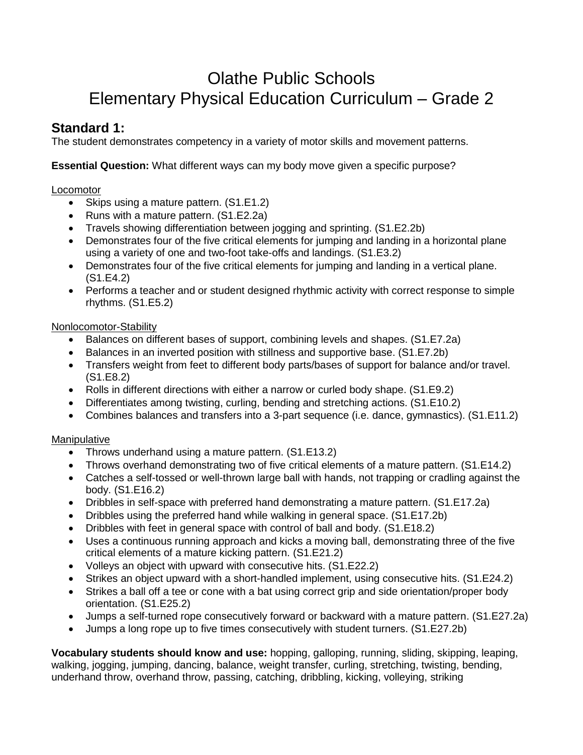# Olathe Public Schools
# Elementary Physical Education Curriculum – Grade 2

## Standard 1:

The student demonstrates competency in a variety of motor skills and movement patterns.

**Essential Question:** What different ways can my body move given a specific purpose?

Locomotor

- Skips using a mature pattern. (S1.E1.2)
- Runs with a mature pattern. (S1.E2.2a)
- Travels showing differentiation between jogging and sprinting. (S1.E2.2b)
- Demonstrates four of the five critical elements for jumping and landing in a horizontal plane using a variety of one and two-foot take-offs and landings. (S1.E3.2)
- Demonstrates four of the five critical elements for jumping and landing in a vertical plane. (S1.E4.2)
- Performs a teacher and or student designed rhythmic activity with correct response to simple rhythms. (S1.E5.2)

Nonlocomotor-Stability

- Balances on different bases of support, combining levels and shapes. (S1.E7.2a)
- Balances in an inverted position with stillness and supportive base. (S1.E7.2b)
- Transfers weight from feet to different body parts/bases of support for balance and/or travel. (S1.E8.2)
- Rolls in different directions with either a narrow or curled body shape. (S1.E9.2)
- Differentiates among twisting, curling, bending and stretching actions. (S1.E10.2)
- Combines balances and transfers into a 3-part sequence (i.e. dance, gymnastics). (S1.E11.2)

Manipulative

- Throws underhand using a mature pattern. (S1.E13.2)
- Throws overhand demonstrating two of five critical elements of a mature pattern. (S1.E14.2)
- Catches a self-tossed or well-thrown large ball with hands, not trapping or cradling against the body. (S1.E16.2)
- Dribbles in self-space with preferred hand demonstrating a mature pattern. (S1.E17.2a)
- Dribbles using the preferred hand while walking in general space. (S1.E17.2b)
- Dribbles with feet in general space with control of ball and body. (S1.E18.2)
- Uses a continuous running approach and kicks a moving ball, demonstrating three of the five critical elements of a mature kicking pattern. (S1.E21.2)
- Volleys an object with upward with consecutive hits. (S1.E22.2)
- Strikes an object upward with a short-handled implement, using consecutive hits. (S1.E24.2)
- Strikes a ball off a tee or cone with a bat using correct grip and side orientation/proper body orientation. (S1.E25.2)
- Jumps a self-turned rope consecutively forward or backward with a mature pattern. (S1.E27.2a)
- Jumps a long rope up to five times consecutively with student turners. (S1.E27.2b)

**Vocabulary students should know and use:** hopping, galloping, running, sliding, skipping, leaping, walking, jogging, jumping, dancing, balance, weight transfer, curling, stretching, twisting, bending, underhand throw, overhand throw, passing, catching, dribbling, kicking, volleying, striking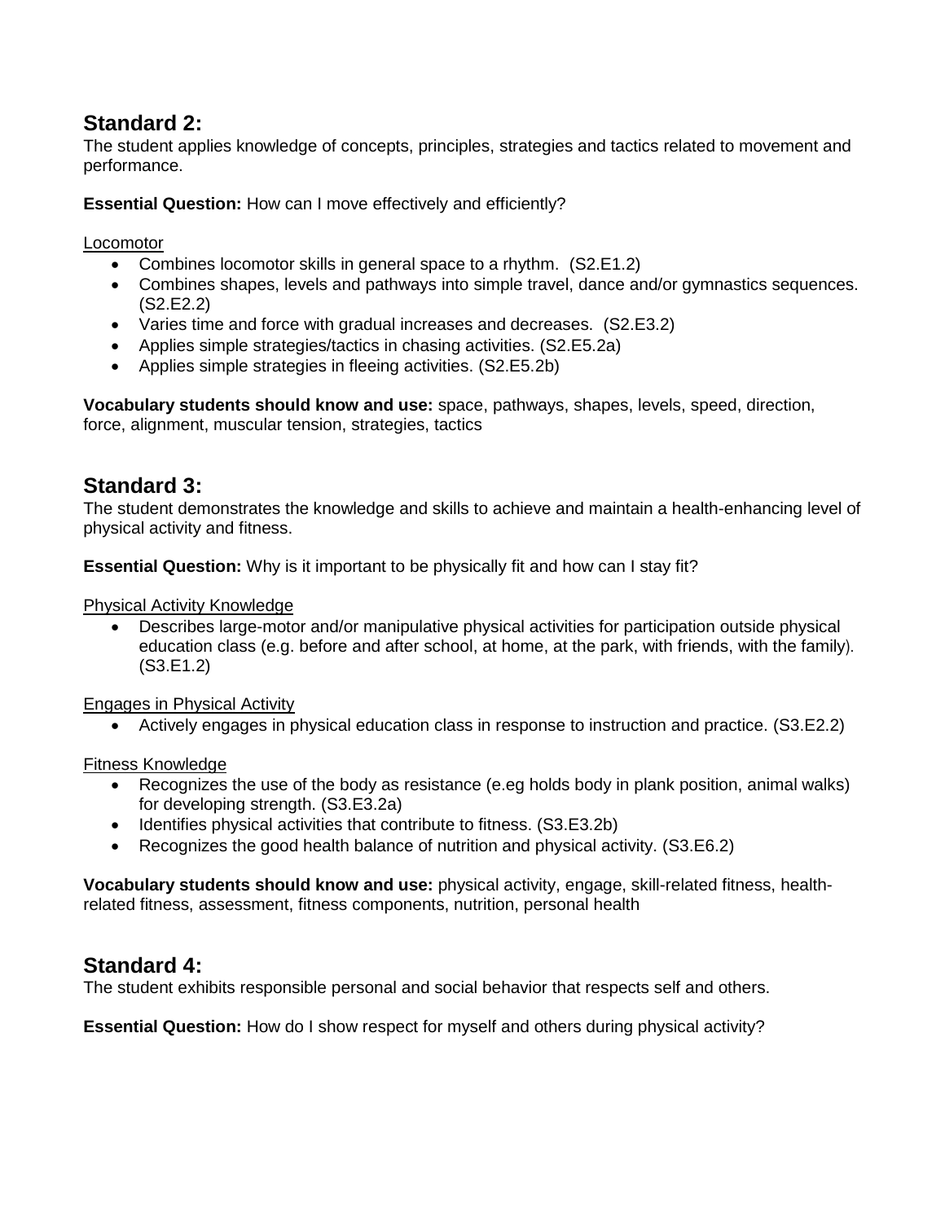## Standard 2:

The student applies knowledge of concepts, principles, strategies and tactics related to movement and performance.

**Essential Question:** How can I move effectively and efficiently?

Locomotor

- Combines locomotor skills in general space to a rhythm. (S2.E1.2)
- Combines shapes, levels and pathways into simple travel, dance and/or gymnastics sequences. (S2.E2.2)
- Varies time and force with gradual increases and decreases. (S2.E3.2)
- Applies simple strategies/tactics in chasing activities. (S2.E5.2a)
- Applies simple strategies in fleeing activities. (S2.E5.2b)

**Vocabulary students should know and use:** space, pathways, shapes, levels, speed, direction, force, alignment, muscular tension, strategies, tactics

## Standard 3:

The student demonstrates the knowledge and skills to achieve and maintain a health-enhancing level of physical activity and fitness.

**Essential Question:** Why is it important to be physically fit and how can I stay fit?

Physical Activity Knowledge

- Describes large-motor and/or manipulative physical activities for participation outside physical education class (e.g. before and after school, at home, at the park, with friends, with the family). (S3.E1.2)

Engages in Physical Activity

- Actively engages in physical education class in response to instruction and practice. (S3.E2.2)

Fitness Knowledge

- Recognizes the use of the body as resistance (e.eg holds body in plank position, animal walks) for developing strength. (S3.E3.2a)
- Identifies physical activities that contribute to fitness. (S3.E3.2b)
- Recognizes the good health balance of nutrition and physical activity. (S3.E6.2)

**Vocabulary students should know and use:** physical activity, engage, skill-related fitness, health-related fitness, assessment, fitness components, nutrition, personal health

## Standard 4:

The student exhibits responsible personal and social behavior that respects self and others.

**Essential Question:** How do I show respect for myself and others during physical activity?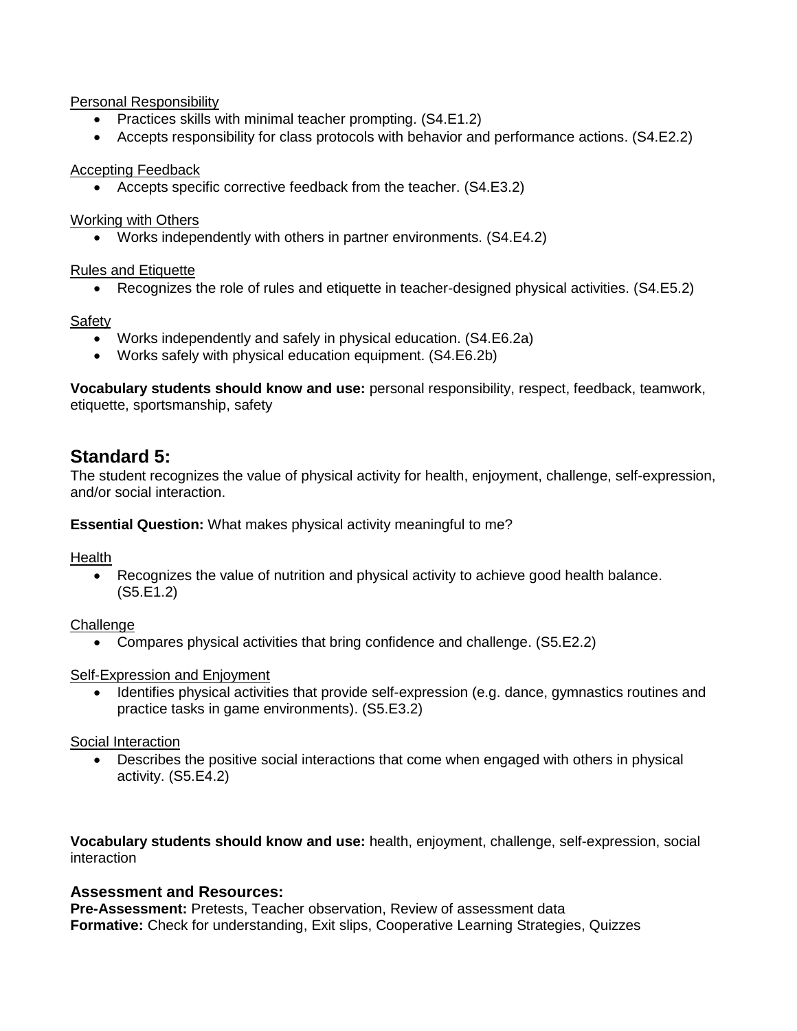Personal Responsibility

- Practices skills with minimal teacher prompting. (S4.E1.2)
- Accepts responsibility for class protocols with behavior and performance actions. (S4.E2.2)

Accepting Feedback

- Accepts specific corrective feedback from the teacher. (S4.E3.2)

Working with Others

- Works independently with others in partner environments. (S4.E4.2)

Rules and Etiquette

- Recognizes the role of rules and etiquette in teacher-designed physical activities. (S4.E5.2)

Safety

- Works independently and safely in physical education. (S4.E6.2a)
- Works safely with physical education equipment. (S4.E6.2b)

**Vocabulary students should know and use:** personal responsibility, respect, feedback, teamwork, etiquette, sportsmanship, safety

## Standard 5:

The student recognizes the value of physical activity for health, enjoyment, challenge, self-expression, and/or social interaction.

**Essential Question:** What makes physical activity meaningful to me?

Health

- Recognizes the value of nutrition and physical activity to achieve good health balance. (S5.E1.2)

Challenge

- Compares physical activities that bring confidence and challenge. (S5.E2.2)

Self-Expression and Enjoyment

- Identifies physical activities that provide self-expression (e.g. dance, gymnastics routines and practice tasks in game environments). (S5.E3.2)

Social Interaction

- Describes the positive social interactions that come when engaged with others in physical activity. (S5.E4.2)

**Vocabulary students should know and use:** health, enjoyment, challenge, self-expression, social interaction

### Assessment and Resources:

**Pre-Assessment:** Pretests, Teacher observation, Review of assessment data
**Formative:** Check for understanding, Exit slips, Cooperative Learning Strategies, Quizzes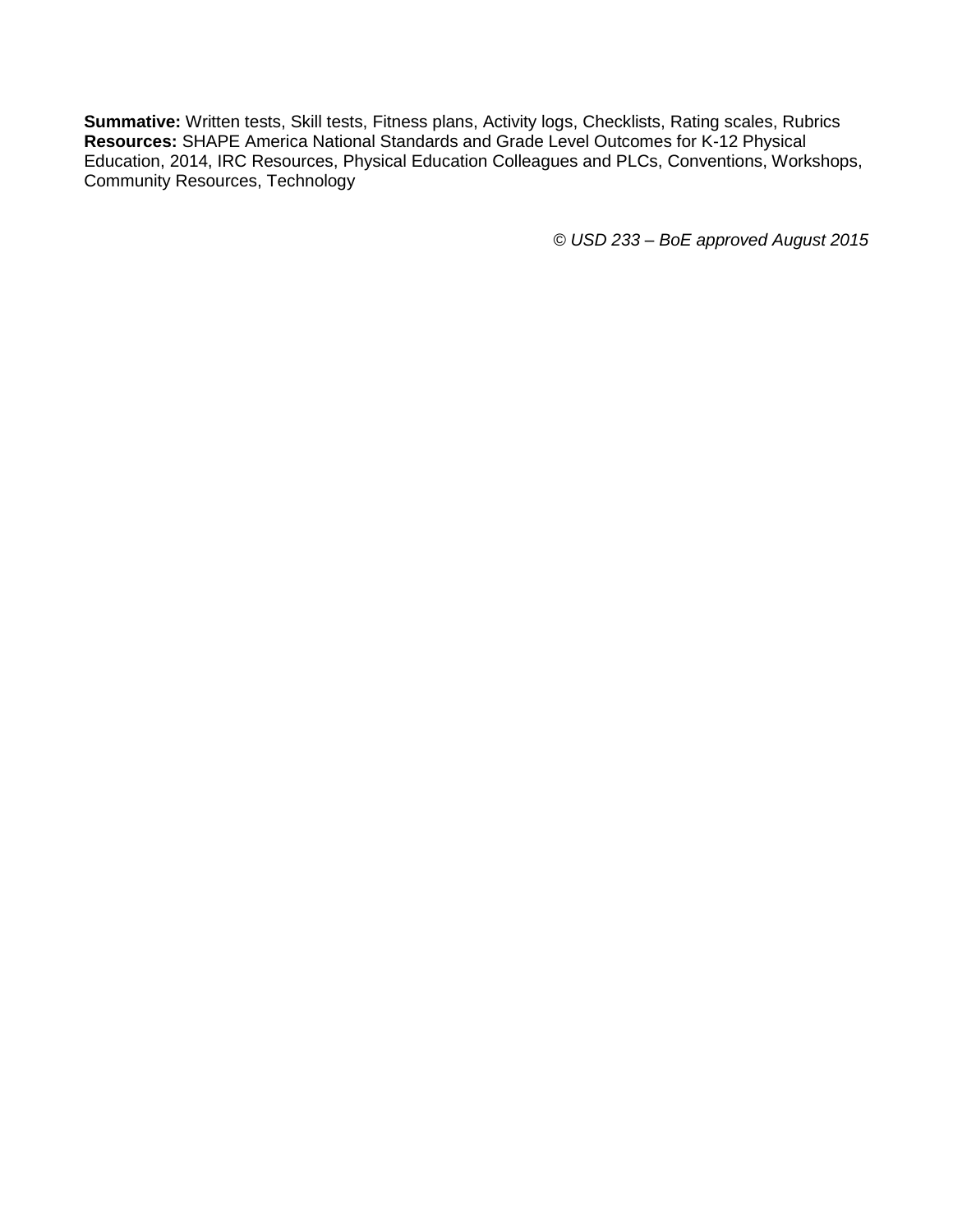**Summative:** Written tests, Skill tests, Fitness plans, Activity logs, Checklists, Rating scales, Rubrics
**Resources:** SHAPE America National Standards and Grade Level Outcomes for K-12 Physical Education, 2014, IRC Resources, Physical Education Colleagues and PLCs, Conventions, Workshops, Community Resources, Technology

*© USD 233 – BoE approved August 2015*